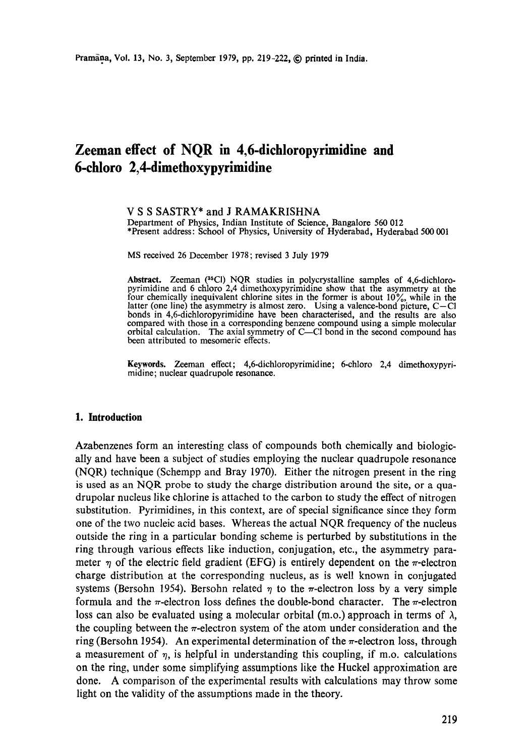# Zeeman effect of NQR in 4,6-dichloropyrimidine and 6-chloro 2,4-dimethoxypyrimidine

V S S SASTRY* and J RAMAKRISHNA

Department of Physics, Indian Institute of Science, Bangalore 560 012

*Present address: School of Physics, University of Hyderabad, Hyderabad 500 001

MS received 26 December 1978; revised 3 July 1979

**Abstract.** Zeeman ($^{35}$Cl) NQR studies in polycrystalline samples of 4,6-dichloropyrimidine and 6 chloro 2,4 dimethoxypyrimidine show that the asymmetry at the four chemically inequivalent chlorine sites in the former is about 10%, while in the latter (one line) the asymmetry is almost zero. Using a valence-bond picture, C—Cl bonds in 4,6-dichloropyrimidine have been characterised, and the results are also compared with those in a corresponding benzene compound using a simple molecular orbital calculation. The axial symmetry of C—Cl bond in the second compound has been attributed to mesomeric effects.

**Keywords.** Zeeman effect; 4,6-dichloropyrimidine; 6-chloro 2,4 dimethoxypyrimidine; nuclear quadrupole resonance.

## 1. Introduction

Azabenzenes form an interesting class of compounds both chemically and biologically and have been a subject of studies employing the nuclear quadrupole resonance (NQR) technique (Schempp and Bray 1970). Either the nitrogen present in the ring is used as an NQR probe to study the charge distribution around the site, or a quadrupolar nucleus like chlorine is attached to the carbon to study the effect of nitrogen substitution. Pyrimidines, in this context, are of special significance since they form one of the two nucleic acid bases. Whereas the actual NQR frequency of the nucleus outside the ring in a particular bonding scheme is perturbed by substitutions in the ring through various effects like induction, conjugation, etc., the asymmetry parameter $\eta$ of the electric field gradient (EFG) is entirely dependent on the $\pi$-electron charge distribution at the corresponding nucleus, as is well known in conjugated systems (Bersohn 1954). Bersohn related $\eta$ to the $\pi$-electron loss by a very simple formula and the $\pi$-electron loss defines the double-bond character. The $\pi$-electron loss can also be evaluated using a molecular orbital (m.o.) approach in terms of $\lambda$, the coupling between the $\pi$-electron system of the atom under consideration and the ring (Bersohn 1954). An experimental determination of the $\pi$-electron loss, through a measurement of $\eta$, is helpful in understanding this coupling, if m.o. calculations on the ring, under some simplifying assumptions like the Huckel approximation are done. A comparison of the experimental results with calculations may throw some light on the validity of the assumptions made in the theory.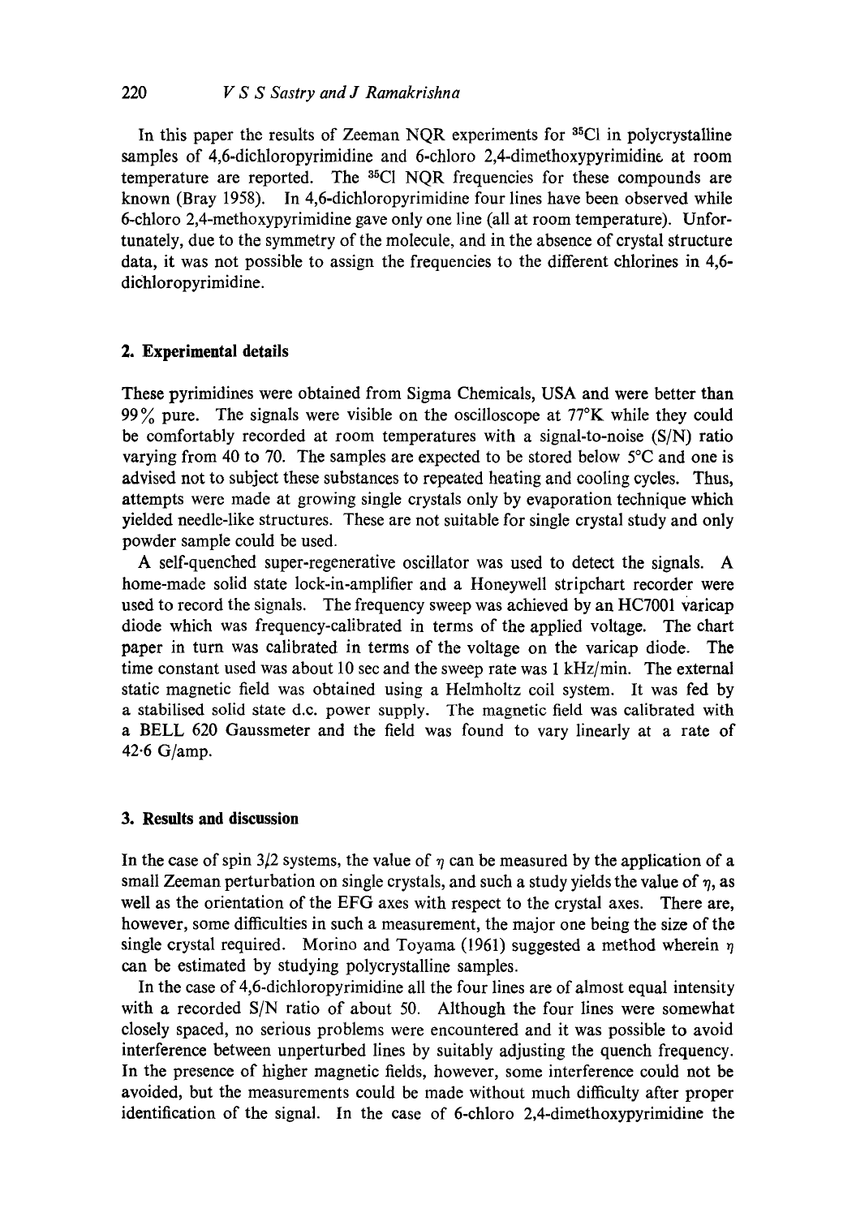In this paper the results of Zeeman NQR experiments for $^{35}Cl$ in polycrystalline samples of 4,6-dichloropyrimidine and 6-chloro 2,4-dimethoxypyrimidine at room temperature are reported. The $^{35}Cl$ NQR frequencies for these compounds are known (Bray 1958). In 4,6-dichloropyrimidine four lines have been observed while 6-chloro 2,4-methoxypyrimidine gave only one line (all at room temperature). Unfortunately, due to the symmetry of the molecule, and in the absence of crystal structure data, it was not possible to assign the frequencies to the different chlorines in 4,6-dichloropyrimidine.

## 2. Experimental details

These pyrimidines were obtained from Sigma Chemicals, USA and were better than 99% pure. The signals were visible on the oscilloscope at 77°K while they could be comfortably recorded at room temperatures with a signal-to-noise (S/N) ratio varying from 40 to 70. The samples are expected to be stored below 5°C and one is advised not to subject these substances to repeated heating and cooling cycles. Thus, attempts were made at growing single crystals only by evaporation technique which yielded needle-like structures. These are not suitable for single crystal study and only powder sample could be used.

A self-quenched super-regenerative oscillator was used to detect the signals. A home-made solid state lock-in-amplifier and a Honeywell stripchart recorder were used to record the signals. The frequency sweep was achieved by an HC7001 varicap diode which was frequency-calibrated in terms of the applied voltage. The chart paper in turn was calibrated in terms of the voltage on the varicap diode. The time constant used was about 10 sec and the sweep rate was 1 kHz/min. The external static magnetic field was obtained using a Helmholtz coil system. It was fed by a stabilised solid state d.c. power supply. The magnetic field was calibrated with a BELL 620 Gaussmeter and the field was found to vary linearly at a rate of 42·6 G/amp.

## 3. Results and discussion

In the case of spin 3/2 systems, the value of $\eta$ can be measured by the application of a small Zeeman perturbation on single crystals, and such a study yields the value of $\eta$, as well as the orientation of the EFG axes with respect to the crystal axes. There are, however, some difficulties in such a measurement, the major one being the size of the single crystal required. Morino and Toyama (1961) suggested a method wherein $\eta$ can be estimated by studying polycrystalline samples.

In the case of 4,6-dichloropyrimidine all the four lines are of almost equal intensity with a recorded S/N ratio of about 50. Although the four lines were somewhat closely spaced, no serious problems were encountered and it was possible to avoid interference between unperturbed lines by suitably adjusting the quench frequency. In the presence of higher magnetic fields, however, some interference could not be avoided, but the measurements could be made without much difficulty after proper identification of the signal. In the case of 6-chloro 2,4-dimethoxypyrimidine the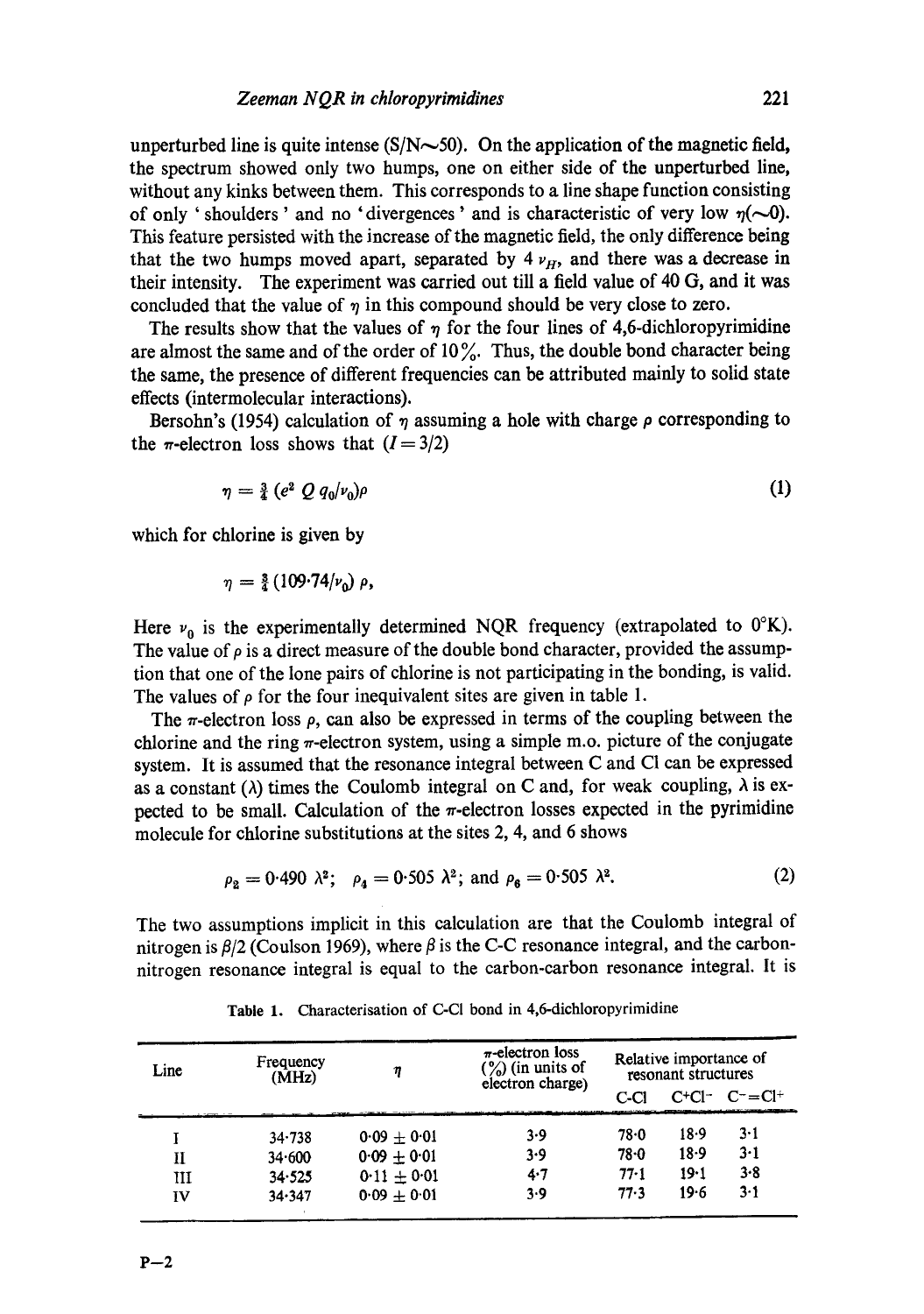unperturbed line is quite intense (S/N∼50). On the application of the magnetic field, the spectrum showed only two humps, one on either side of the unperturbed line, without any kinks between them. This corresponds to a line shape function consisting of only 'shoulders' and no 'divergences' and is characteristic of very low $\eta(\sim 0)$. This feature persisted with the increase of the magnetic field, the only difference being that the two humps moved apart, separated by $4\,\nu_H$, and there was a decrease in their intensity. The experiment was carried out till a field value of 40 G, and it was concluded that the value of $\eta$ in this compound should be very close to zero.

The results show that the values of $\eta$ for the four lines of 4,6-dichloropyrimidine are almost the same and of the order of 10%. Thus, the double bond character being the same, the presence of different frequencies can be attributed mainly to solid state effects (intermolecular interactions).

Bersohn's (1954) calculation of $\eta$ assuming a hole with charge $\rho$ corresponding to the $\pi$-electron loss shows that $(I = 3/2)$

$$\eta = \tfrac{3}{4}\,(e^2\,Q\,q_0/\nu_0)\rho \tag{1}$$

which for chlorine is given by

$$\eta = \tfrac{3}{4}\,(109{\cdot}74/\nu_0)\,\rho,$$

Here $\nu_0$ is the experimentally determined NQR frequency (extrapolated to 0°K). The value of $\rho$ is a direct measure of the double bond character, provided the assumption that one of the lone pairs of chlorine is not participating in the bonding, is valid. The values of $\rho$ for the four inequivalent sites are given in table 1.

The $\pi$-electron loss $\rho$, can also be expressed in terms of the coupling between the chlorine and the ring $\pi$-electron system, using a simple m.o. picture of the conjugate system. It is assumed that the resonance integral between C and Cl can be expressed as a constant ($\lambda$) times the Coulomb integral on C and, for weak coupling, $\lambda$ is expected to be small. Calculation of the $\pi$-electron losses expected in the pyrimidine molecule for chlorine substitutions at the sites 2, 4, and 6 shows

$$\rho_2 = 0{\cdot}490\ \lambda^2; \quad \rho_4 = 0{\cdot}505\ \lambda^2; \text{ and } \rho_6 = 0{\cdot}505\ \lambda^2. \tag{2}$$

The two assumptions implicit in this calculation are that the Coulomb integral of nitrogen is $\beta/2$ (Coulson 1969), where $\beta$ is the C-C resonance integral, and the carbon-nitrogen resonance integral is equal to the carbon-carbon resonance integral. It is

**Table 1.** Characterisation of C-Cl bond in 4,6-dichloropyrimidine

| Line | Frequency (MHz) | $\eta$ | $\pi$-electron loss (%) (in units of electron charge) | Relative importance of resonant structures | | |
|---|---|---|---|---|---|---|
| | | | | C-Cl | $C^+Cl^-$ | $C^-{=}Cl^+$ |
| I | 34·738 | 0·09 ± 0·01 | 3·9 | 78·0 | 18·9 | 3·1 |
| II | 34·600 | 0·09 ± 0·01 | 3·9 | 78·0 | 18·9 | 3·1 |
| III | 34·525 | 0·11 ± 0·01 | 4·7 | 77·1 | 19·1 | 3·8 |
| IV | 34·347 | 0·09 ± 0·01 | 3·9 | 77·3 | 19·6 | 3·1 |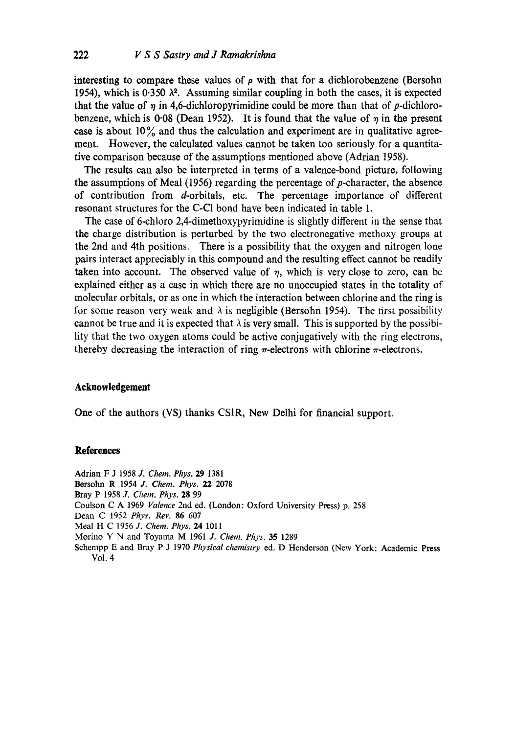interesting to compare these values of $\rho$ with that for a dichlorobenzene (Bersohn 1954), which is $0{\cdot}350\ \lambda^2$. Assuming similar coupling in both the cases, it is expected that the value of $\eta$ in 4,6-dichloropyrimidine could be more than that of *p*-dichlorobenzene, which is 0·08 (Dean 1952). It is found that the value of $\eta$ in the present case is about 10% and thus the calculation and experiment are in qualitative agreement. However, the calculated values cannot be taken too seriously for a quantitative comparison because of the assumptions mentioned above (Adrian 1958).

The results can also be interpreted in terms of a valence-bond picture, following the assumptions of Meal (1956) regarding the percentage of *p*-character, the absence of contribution from *d*-orbitals, etc. The percentage importance of different resonant structures for the C-Cl bond have been indicated in table 1.

The case of 6-chloro 2,4-dimethoxypyrimidine is slightly different in the sense that the charge distribution is perturbed by the two electronegative methoxy groups at the 2nd and 4th positions. There is a possibility that the oxygen and nitrogen lone pairs interact appreciably in this compound and the resulting effect cannot be readily taken into account. The observed value of $\eta$, which is very close to zero, can be explained either as a case in which there are no unoccupied states in the totality of molecular orbitals, or as one in which the interaction between chlorine and the ring is for some reason very weak and $\lambda$ is negligible (Bersohn 1954). The first possibility cannot be true and it is expected that $\lambda$ is very small. This is supported by the possibility that the two oxygen atoms could be active conjugatively with the ring electrons, thereby decreasing the interaction of ring $\pi$-electrons with chlorine $\pi$-electrons.

## Acknowledgement

One of the authors (VS) thanks CSIR, New Delhi for financial support.

## References

Adrian F J 1958 *J. Chem. Phys.* **29** 1381

Bersohn R 1954 *J. Chem. Phys.* **22** 2078

Bray P 1958 *J. Chem. Phys.* **28** 99

Coulson C A 1969 *Valence* 2nd ed. (London: Oxford University Press) p. 258

Dean C 1952 *Phys. Rev.* **86** 607

Meal H C 1956 *J. Chem. Phys.* **24** 1011

Morino Y N and Toyama M 1961 *J. Chem. Phys.* **35** 1289

Schempp E and Bray P J 1970 *Physical chemistry* ed. D Henderson (New York: Academic Press Vol. 4